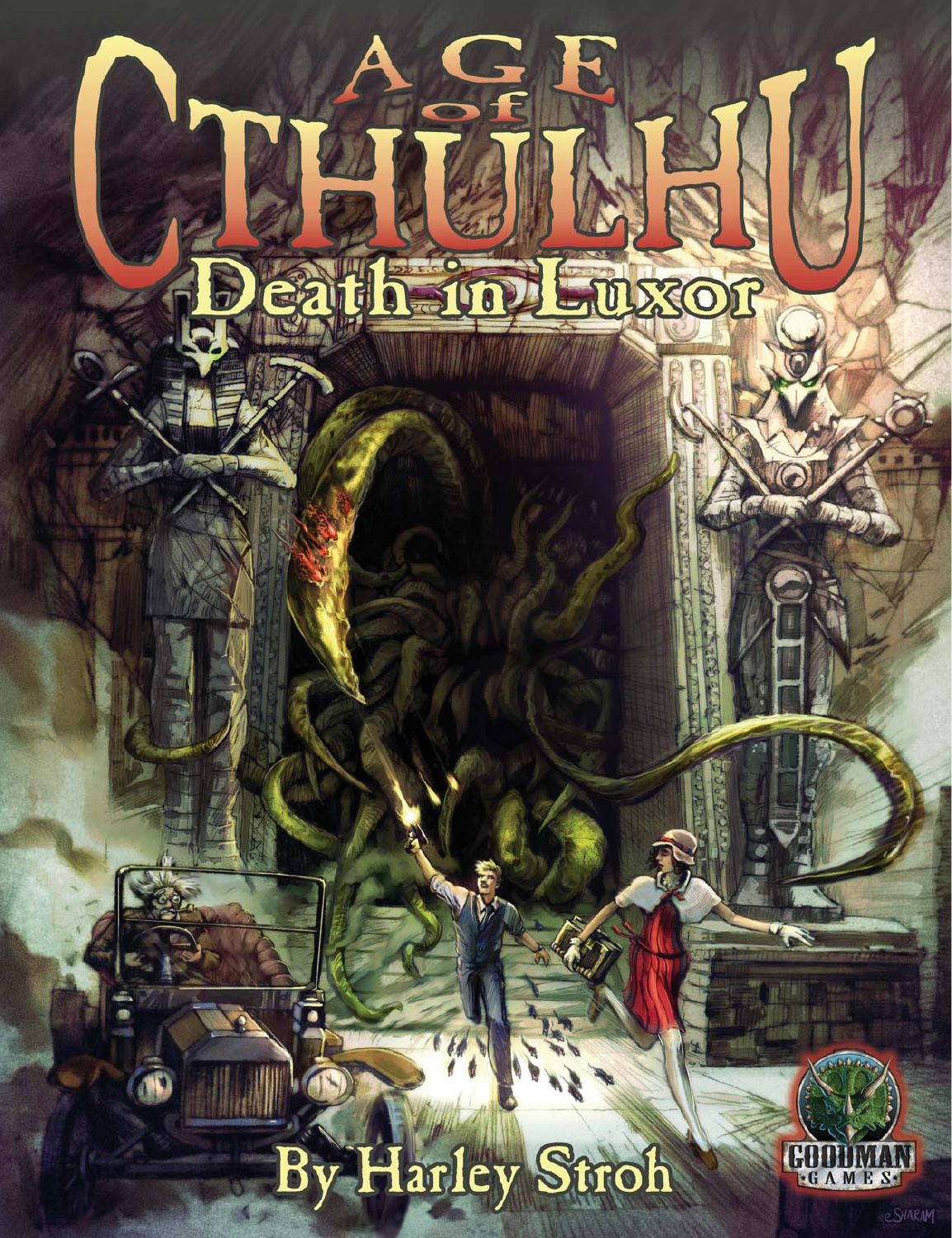# Age of Cthulhu

## Death in Luxor

By Harley Stroh

Goodman Games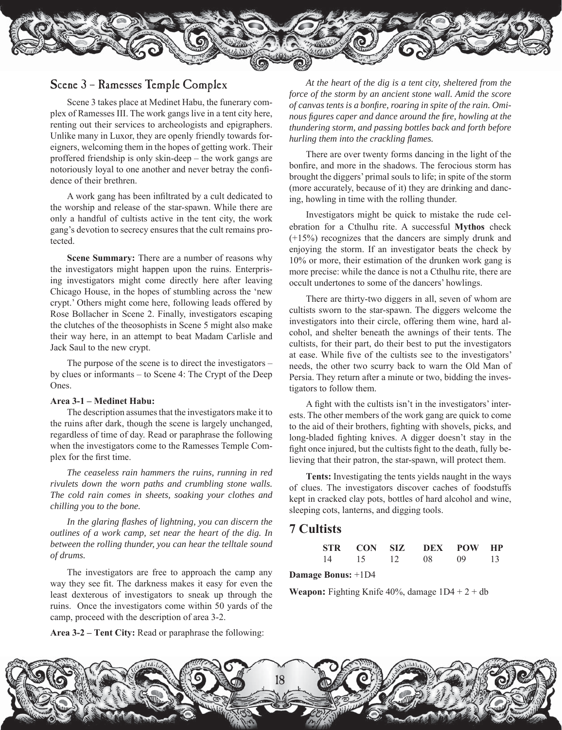## Scene 3 – Ramesses Temple Complex

Scene 3 takes place at Medinet Habu, the funerary complex of Ramesses III. The work gangs live in a tent city here, renting out their services to archeologists and epigraphers. Unlike many in Luxor, they are openly friendly towards foreigners, welcoming them in the hopes of getting work. Their proffered friendship is only skin-deep – the work gangs are notoriously loyal to one another and never betray the confidence of their brethren.

A work gang has been infiltrated by a cult dedicated to the worship and release of the star-spawn. While there are only a handful of cultists active in the tent city, the work gang's devotion to secrecy ensures that the cult remains protected.

**Scene Summary:** There are a number of reasons why the investigators might happen upon the ruins. Enterprising investigators might come directly here after leaving Chicago House, in the hopes of stumbling across the 'new crypt.' Others might come here, following leads offered by Rose Bollacher in Scene 2. Finally, investigators escaping the clutches of the theosophists in Scene 5 might also make their way here, in an attempt to beat Madam Carlisle and Jack Saul to the new crypt.

The purpose of the scene is to direct the investigators – by clues or informants – to Scene 4: The Crypt of the Deep Ones.

**Area 3-1 – Medinet Habu:**

The description assumes that the investigators make it to the ruins after dark, though the scene is largely unchanged, regardless of time of day. Read or paraphrase the following when the investigators come to the Ramesses Temple Complex for the first time.

*The ceaseless rain hammers the ruins, running in red rivulets down the worn paths and crumbling stone walls. The cold rain comes in sheets, soaking your clothes and chilling you to the bone.*

*In the glaring flashes of lightning, you can discern the outlines of a work camp, set near the heart of the dig. In between the rolling thunder, you can hear the telltale sound of drums.*

The investigators are free to approach the camp any way they see fit. The darkness makes it easy for even the least dexterous of investigators to sneak up through the ruins. Once the investigators come within 50 yards of the camp, proceed with the description of area 3-2.

**Area 3-2 – Tent City:** Read or paraphrase the following:

*At the heart of the dig is a tent city, sheltered from the force of the storm by an ancient stone wall. Amid the score of canvas tents is a bonfire, roaring in spite of the rain. Ominous figures caper and dance around the fire, howling at the thundering storm, and passing bottles back and forth before hurling them into the crackling flames.*

There are over twenty forms dancing in the light of the bonfire, and more in the shadows. The ferocious storm has brought the diggers' primal souls to life; in spite of the storm (more accurately, because of it) they are drinking and dancing, howling in time with the rolling thunder.

Investigators might be quick to mistake the rude celebration for a Cthulhu rite. A successful **Mythos** check (+15%) recognizes that the dancers are simply drunk and enjoying the storm. If an investigator beats the check by 10% or more, their estimation of the drunken work gang is more precise: while the dance is not a Cthulhu rite, there are occult undertones to some of the dancers' howlings.

There are thirty-two diggers in all, seven of whom are cultists sworn to the star-spawn. The diggers welcome the investigators into their circle, offering them wine, hard alcohol, and shelter beneath the awnings of their tents. The cultists, for their part, do their best to put the investigators at ease. While five of the cultists see to the investigators' needs, the other two scurry back to warn the Old Man of Persia. They return after a minute or two, bidding the investigators to follow them.

A fight with the cultists isn't in the investigators' interests. The other members of the work gang are quick to come to the aid of their brothers, fighting with shovels, picks, and long-bladed fighting knives. A digger doesn't stay in the fight once injured, but the cultists fight to the death, fully believing that their patron, the star-spawn, will protect them.

**Tents:** Investigating the tents yields naught in the ways of clues. The investigators discover caches of foodstuffs kept in cracked clay pots, bottles of hard alcohol and wine, sleeping cots, lanterns, and digging tools.

## 7 Cultists

| STR | CON | SIZ | DEX | POW | HP |
|---|---|---|---|---|---|
| 14 | 15 | 12 | 08 | 09 | 13 |

**Damage Bonus:** +1D4

**Weapon:** Fighting Knife 40%, damage 1D4 + 2 + db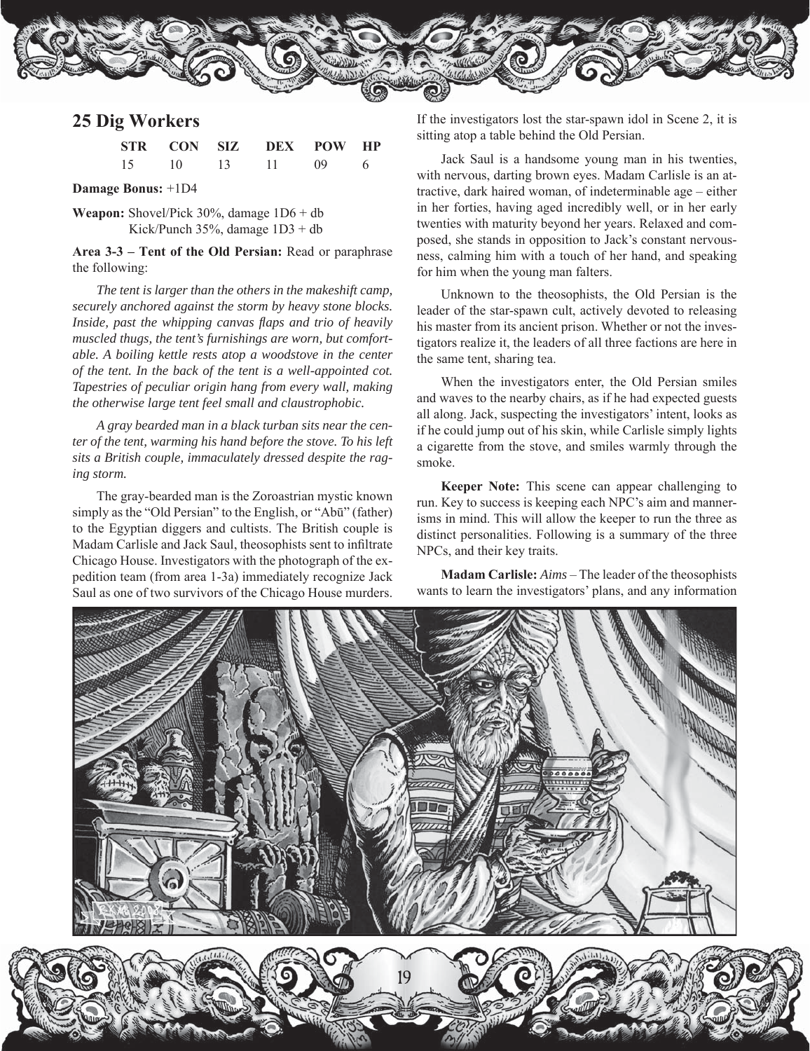## 25 Dig Workers

| STR | CON | SIZ | DEX | POW | HP |
|---|---|---|---|---|---|
| 15 | 10 | 13 | 11 | 09 | 6 |

**Damage Bonus:** +1D4

**Weapon:** Shovel/Pick 30%, damage 1D6 + db
Kick/Punch 35%, damage 1D3 + db

**Area 3-3 – Tent of the Old Persian:** Read or paraphrase the following:

*The tent is larger than the others in the makeshift camp, securely anchored against the storm by heavy stone blocks. Inside, past the whipping canvas flaps and trio of heavily muscled thugs, the tent's furnishings are worn, but comfortable. A boiling kettle rests atop a woodstove in the center of the tent. In the back of the tent is a well-appointed cot. Tapestries of peculiar origin hang from every wall, making the otherwise large tent feel small and claustrophobic.*

*A gray bearded man in a black turban sits near the center of the tent, warming his hand before the stove. To his left sits a British couple, immaculately dressed despite the raging storm.*

The gray-bearded man is the Zoroastrian mystic known simply as the "Old Persian" to the English, or "Abū" (father) to the Egyptian diggers and cultists. The British couple is Madam Carlisle and Jack Saul, theosophists sent to infiltrate Chicago House. Investigators with the photograph of the expedition team (from area 1-3a) immediately recognize Jack Saul as one of two survivors of the Chicago House murders. If the investigators lost the star-spawn idol in Scene 2, it is sitting atop a table behind the Old Persian.

Jack Saul is a handsome young man in his twenties, with nervous, darting brown eyes. Madam Carlisle is an attractive, dark haired woman, of indeterminable age – either in her forties, having aged incredibly well, or in her early twenties with maturity beyond her years. Relaxed and composed, she stands in opposition to Jack's constant nervousness, calming him with a touch of her hand, and speaking for him when the young man falters.

Unknown to the theosophists, the Old Persian is the leader of the star-spawn cult, actively devoted to releasing his master from its ancient prison. Whether or not the investigators realize it, the leaders of all three factions are here in the same tent, sharing tea.

When the investigators enter, the Old Persian smiles and waves to the nearby chairs, as if he had expected guests all along. Jack, suspecting the investigators' intent, looks as if he could jump out of his skin, while Carlisle simply lights a cigarette from the stove, and smiles warmly through the smoke.

**Keeper Note:** This scene can appear challenging to run. Key to success is keeping each NPC's aim and mannerisms in mind. This will allow the keeper to run the three as distinct personalities. Following is a summary of the three NPCs, and their key traits.

**Madam Carlisle:** *Aims* – The leader of the theosophists wants to learn the investigators' plans, and any information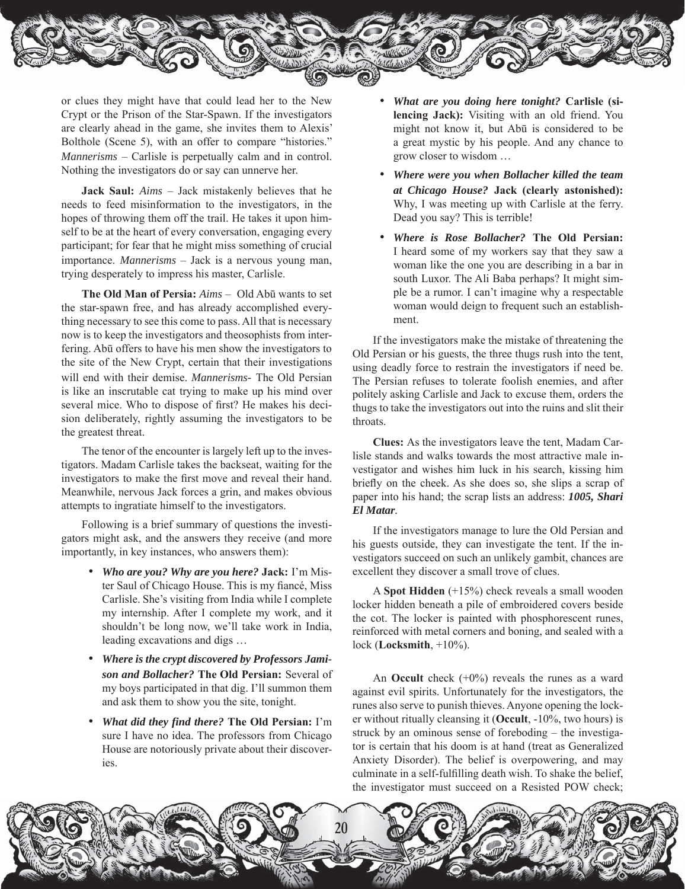or clues they might have that could lead her to the New Crypt or the Prison of the Star-Spawn. If the investigators are clearly ahead in the game, she invites them to Alexis' Bolthole (Scene 5), with an offer to compare "histories." *Mannerisms* – Carlisle is perpetually calm and in control. Nothing the investigators do or say can unnerve her.

**Jack Saul:** *Aims* – Jack mistakenly believes that he needs to feed misinformation to the investigators, in the hopes of throwing them off the trail. He takes it upon himself to be at the heart of every conversation, engaging every participant; for fear that he might miss something of crucial importance. *Mannerisms* – Jack is a nervous young man, trying desperately to impress his master, Carlisle.

**The Old Man of Persia:** *Aims* – Old Abū wants to set the star-spawn free, and has already accomplished everything necessary to see this come to pass. All that is necessary now is to keep the investigators and theosophists from interfering. Abū offers to have his men show the investigators to the site of the New Crypt, certain that their investigations will end with their demise. *Mannerisms-* The Old Persian is like an inscrutable cat trying to make up his mind over several mice. Who to dispose of first? He makes his decision deliberately, rightly assuming the investigators to be the greatest threat.

The tenor of the encounter is largely left up to the investigators. Madam Carlisle takes the backseat, waiting for the investigators to make the first move and reveal their hand. Meanwhile, nervous Jack forces a grin, and makes obvious attempts to ingratiate himself to the investigators.

Following is a brief summary of questions the investigators might ask, and the answers they receive (and more importantly, in key instances, who answers them):

- ***Who are you? Why are you here?*** **Jack:** I'm Mister Saul of Chicago House. This is my fiancé, Miss Carlisle. She's visiting from India while I complete my internship. After I complete my work, and it shouldn't be long now, we'll take work in India, leading excavations and digs …
- ***Where is the crypt discovered by Professors Jamison and Bollacher?*** **The Old Persian:** Several of my boys participated in that dig. I'll summon them and ask them to show you the site, tonight.
- ***What did they find there?*** **The Old Persian:** I'm sure I have no idea. The professors from Chicago House are notoriously private about their discoveries.
- ***What are you doing here tonight?*** **Carlisle (silencing Jack):** Visiting with an old friend. You might not know it, but Abū is considered to be a great mystic by his people. And any chance to grow closer to wisdom …
- ***Where were you when Bollacher killed the team at Chicago House?*** **Jack (clearly astonished):** Why, I was meeting up with Carlisle at the ferry. Dead you say? This is terrible!
- ***Where is Rose Bollacher?*** **The Old Persian:** I heard some of my workers say that they saw a woman like the one you are describing in a bar in south Luxor. The Ali Baba perhaps? It might simple be a rumor. I can't imagine why a respectable woman would deign to frequent such an establishment.

If the investigators make the mistake of threatening the Old Persian or his guests, the three thugs rush into the tent, using deadly force to restrain the investigators if need be. The Persian refuses to tolerate foolish enemies, and after politely asking Carlisle and Jack to excuse them, orders the thugs to take the investigators out into the ruins and slit their throats.

**Clues:** As the investigators leave the tent, Madam Carlisle stands and walks towards the most attractive male investigator and wishes him luck in his search, kissing him briefly on the cheek. As she does so, she slips a scrap of paper into his hand; the scrap lists an address: ***1005, Shari El Matar***.

If the investigators manage to lure the Old Persian and his guests outside, they can investigate the tent. If the investigators succeed on such an unlikely gambit, chances are excellent they discover a small trove of clues.

A **Spot Hidden** (+15%) check reveals a small wooden locker hidden beneath a pile of embroidered covers beside the cot. The locker is painted with phosphorescent runes, reinforced with metal corners and boning, and sealed with a lock (**Locksmith**, +10%).

An **Occult** check (+0%) reveals the runes as a ward against evil spirits. Unfortunately for the investigators, the runes also serve to punish thieves. Anyone opening the locker without ritually cleansing it (**Occult**, -10%, two hours) is struck by an ominous sense of foreboding – the investigator is certain that his doom is at hand (treat as Generalized Anxiety Disorder). The belief is overpowering, and may culminate in a self-fulfilling death wish. To shake the belief, the investigator must succeed on a Resisted POW check;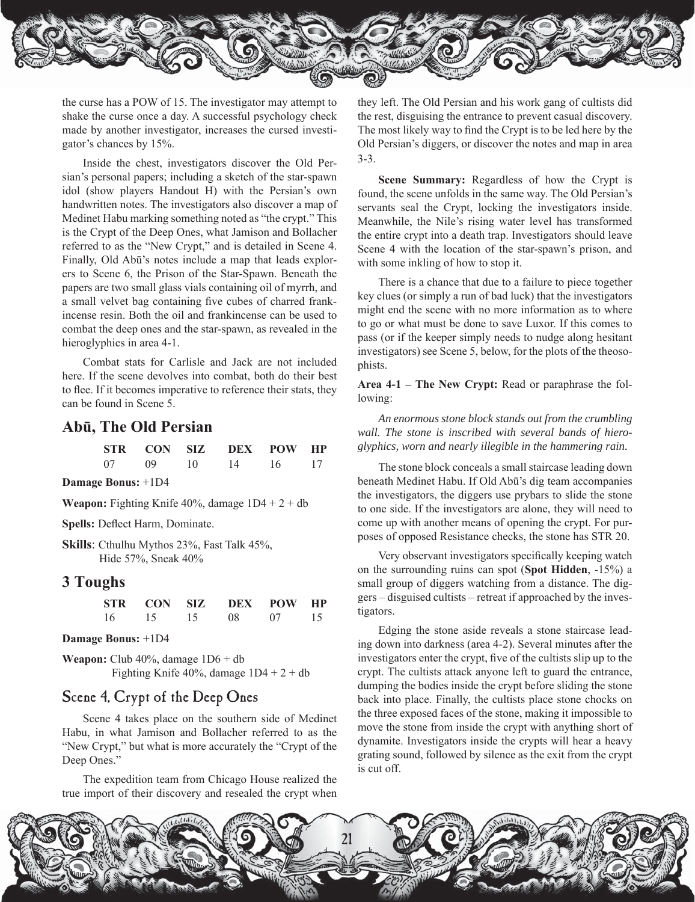the curse has a POW of 15. The investigator may attempt to shake the curse once a day. A successful psychology check made by another investigator, increases the cursed investigator's chances by 15%.

Inside the chest, investigators discover the Old Persian's personal papers; including a sketch of the star-spawn idol (show players Handout H) with the Persian's own handwritten notes. The investigators also discover a map of Medinet Habu marking something noted as "the crypt." This is the Crypt of the Deep Ones, what Jamison and Bollacher referred to as the "New Crypt," and is detailed in Scene 4. Finally, Old Abū's notes include a map that leads explorers to Scene 6, the Prison of the Star-Spawn. Beneath the papers are two small glass vials containing oil of myrrh, and a small velvet bag containing five cubes of charred frankincense resin. Both the oil and frankincense can be used to combat the deep ones and the star-spawn, as revealed in the hieroglyphics in area 4-1.

Combat stats for Carlisle and Jack are not included here. If the scene devolves into combat, both do their best to flee. If it becomes imperative to reference their stats, they can be found in Scene 5.

## Abū, The Old Persian

| STR | CON | SIZ | DEX | POW | HP |
|---|---|---|---|---|---|
| 07 | 09 | 10 | 14 | 16 | 17 |

**Damage Bonus:** +1D4

**Weapon:** Fighting Knife 40%, damage 1D4 + 2 + db

**Spells:** Deflect Harm, Dominate.

**Skills**: Cthulhu Mythos 23%, Fast Talk 45%, Hide 57%, Sneak 40%

## 3 Toughs

| STR | CON | SIZ | DEX | POW | HP |
|---|---|---|---|---|---|
| 16 | 15 | 15 | 08 | 07 | 15 |

**Damage Bonus:** +1D4

**Weapon:** Club 40%, damage 1D6 + db
Fighting Knife 40%, damage 1D4 + 2 + db

## Scene 4, Crypt of the Deep Ones

Scene 4 takes place on the southern side of Medinet Habu, in what Jamison and Bollacher referred to as the "New Crypt," but what is more accurately the "Crypt of the Deep Ones."

The expedition team from Chicago House realized the true import of their discovery and resealed the crypt when they left. The Old Persian and his work gang of cultists did the rest, disguising the entrance to prevent casual discovery. The most likely way to find the Crypt is to be led here by the Old Persian's diggers, or discover the notes and map in area 3-3.

**Scene Summary:** Regardless of how the Crypt is found, the scene unfolds in the same way. The Old Persian's servants seal the Crypt, locking the investigators inside. Meanwhile, the Nile's rising water level has transformed the entire crypt into a death trap. Investigators should leave Scene 4 with the location of the star-spawn's prison, and with some inkling of how to stop it.

There is a chance that due to a failure to piece together key clues (or simply a run of bad luck) that the investigators might end the scene with no more information as to where to go or what must be done to save Luxor. If this comes to pass (or if the keeper simply needs to nudge along hesitant investigators) see Scene 5, below, for the plots of the theosophists.

**Area 4-1 – The New Crypt:** Read or paraphrase the following:

*An enormous stone block stands out from the crumbling wall. The stone is inscribed with several bands of hieroglyphics, worn and nearly illegible in the hammering rain.*

The stone block conceals a small staircase leading down beneath Medinet Habu. If Old Abū's dig team accompanies the investigators, the diggers use prybars to slide the stone to one side. If the investigators are alone, they will need to come up with another means of opening the crypt. For purposes of opposed Resistance checks, the stone has STR 20.

Very observant investigators specifically keeping watch on the surrounding ruins can spot (**Spot Hidden**, -15%) a small group of diggers watching from a distance. The diggers – disguised cultists – retreat if approached by the investigators.

Edging the stone aside reveals a stone staircase leading down into darkness (area 4-2). Several minutes after the investigators enter the crypt, five of the cultists slip up to the crypt. The cultists attack anyone left to guard the entrance, dumping the bodies inside the crypt before sliding the stone back into place. Finally, the cultists place stone chocks on the three exposed faces of the stone, making it impossible to move the stone from inside the crypt with anything short of dynamite. Investigators inside the crypts will hear a heavy grating sound, followed by silence as the exit from the crypt is cut off.